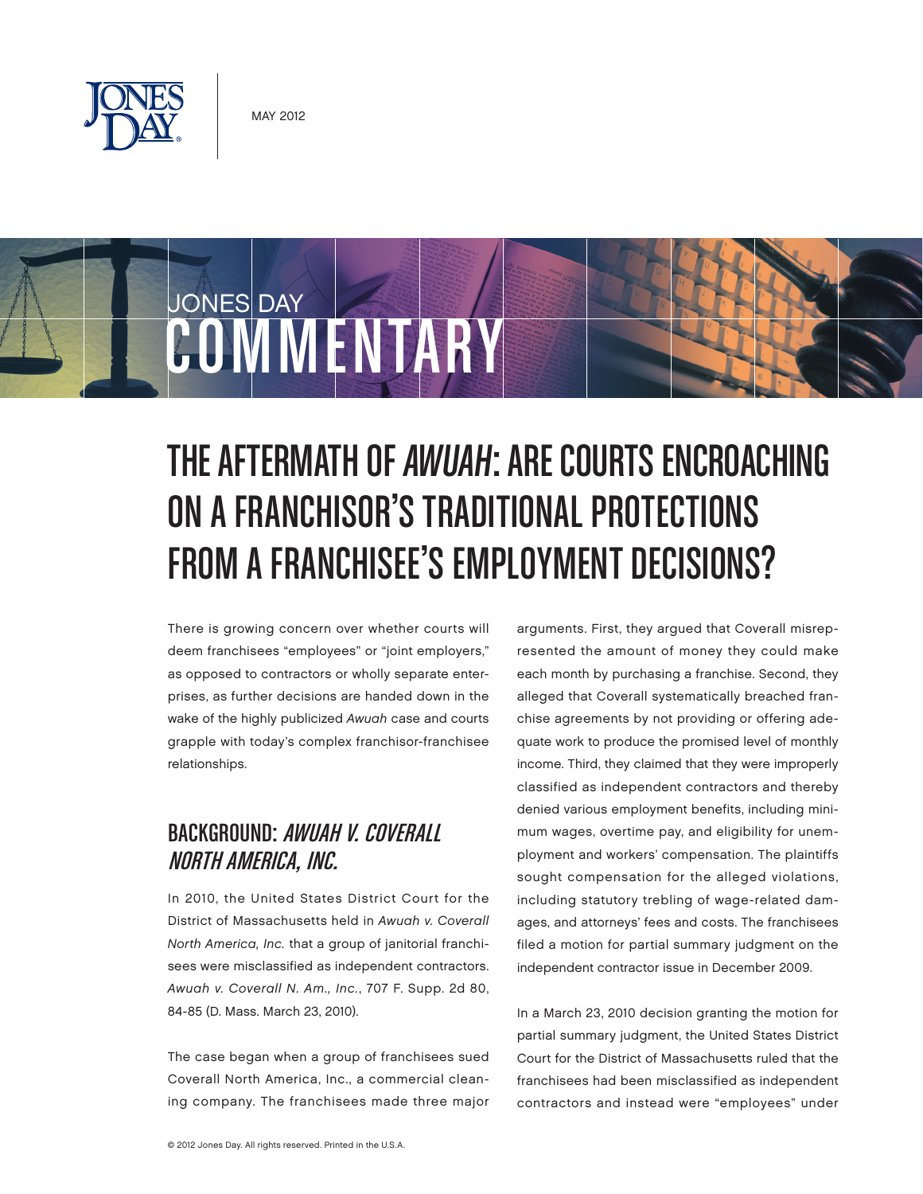MAY 2012

JONES DAY COMMENTARY

# THE AFTERMATH OF *AWUAH*: ARE COURTS ENCROACHING ON A FRANCHISOR'S TRADITIONAL PROTECTIONS FROM A FRANCHISEE'S EMPLOYMENT DECISIONS?

There is growing concern over whether courts will deem franchisees "employees" or "joint employers," as opposed to contractors or wholly separate enterprises, as further decisions are handed down in the wake of the highly publicized *Awuah* case and courts grapple with today's complex franchisor-franchisee relationships.

## BACKGROUND: *AWUAH V. COVERALL NORTH AMERICA, INC.*

In 2010, the United States District Court for the District of Massachusetts held in *Awuah v. Coverall North America, Inc.* that a group of janitorial franchisees were misclassified as independent contractors. *Awuah v. Coverall N. Am., Inc.*, 707 F. Supp. 2d 80, 84-85 (D. Mass. March 23, 2010).

The case began when a group of franchisees sued Coverall North America, Inc., a commercial cleaning company. The franchisees made three major arguments. First, they argued that Coverall misrepresented the amount of money they could make each month by purchasing a franchise. Second, they alleged that Coverall systematically breached franchise agreements by not providing or offering adequate work to produce the promised level of monthly income. Third, they claimed that they were improperly classified as independent contractors and thereby denied various employment benefits, including minimum wages, overtime pay, and eligibility for unemployment and workers' compensation. The plaintiffs sought compensation for the alleged violations, including statutory trebling of wage-related damages, and attorneys' fees and costs. The franchisees filed a motion for partial summary judgment on the independent contractor issue in December 2009.

In a March 23, 2010 decision granting the motion for partial summary judgment, the United States District Court for the District of Massachusetts ruled that the franchisees had been misclassified as independent contractors and instead were "employees" under

© 2012 Jones Day. All rights reserved. Printed in the U.S.A.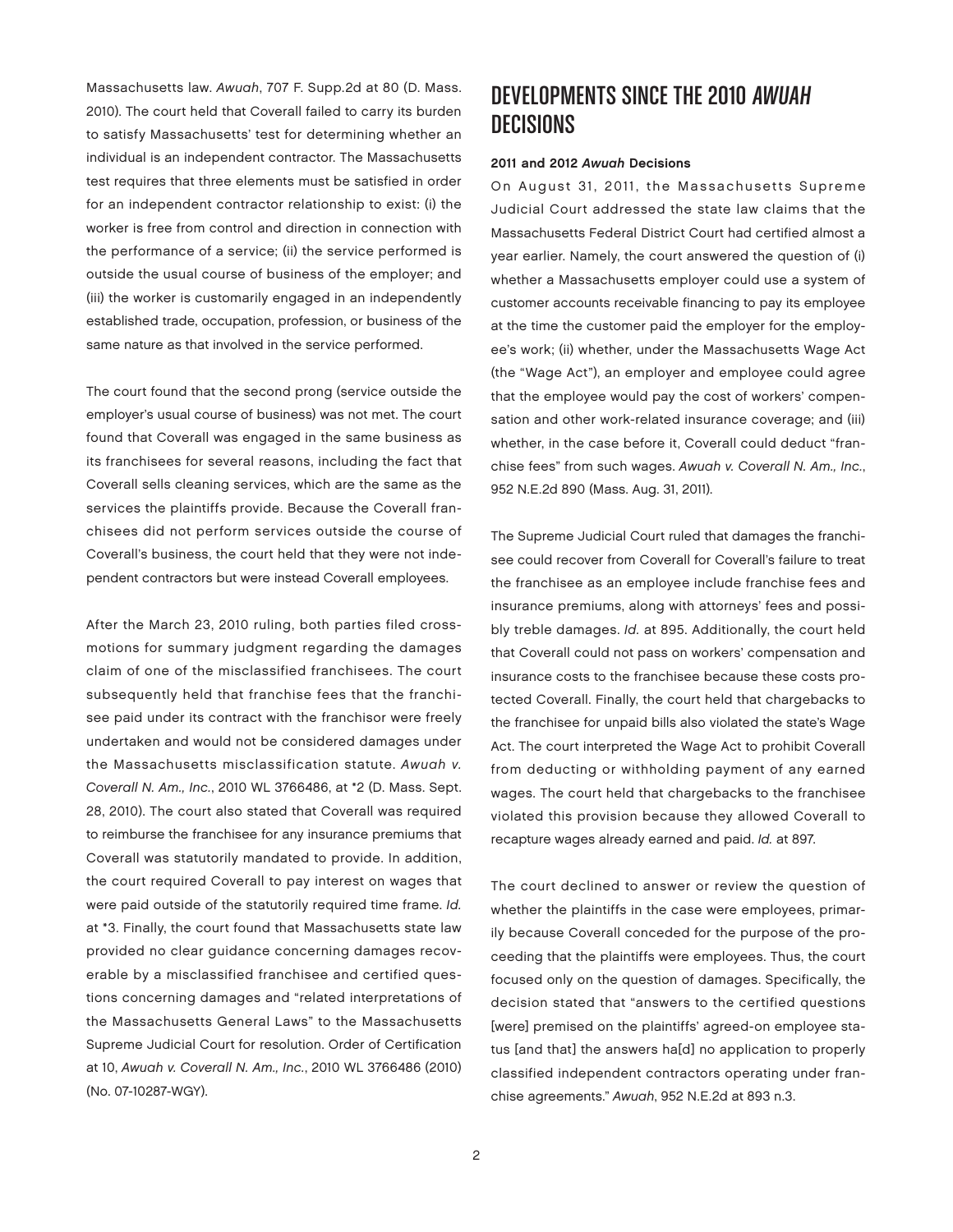Massachusetts law. *Awuah*, 707 F. Supp.2d at 80 (D. Mass. 2010). The court held that Coverall failed to carry its burden to satisfy Massachusetts' test for determining whether an individual is an independent contractor. The Massachusetts test requires that three elements must be satisfied in order for an independent contractor relationship to exist: (i) the worker is free from control and direction in connection with the performance of a service; (ii) the service performed is outside the usual course of business of the employer; and (iii) the worker is customarily engaged in an independently established trade, occupation, profession, or business of the same nature as that involved in the service performed.

The court found that the second prong (service outside the employer's usual course of business) was not met. The court found that Coverall was engaged in the same business as its franchisees for several reasons, including the fact that Coverall sells cleaning services, which are the same as the services the plaintiffs provide. Because the Coverall franchisees did not perform services outside the course of Coverall's business, the court held that they were not independent contractors but were instead Coverall employees.

After the March 23, 2010 ruling, both parties filed cross-motions for summary judgment regarding the damages claim of one of the misclassified franchisees. The court subsequently held that franchise fees that the franchisee paid under its contract with the franchisor were freely undertaken and would not be considered damages under the Massachusetts misclassification statute. *Awuah v. Coverall N. Am., Inc.*, 2010 WL 3766486, at *2 (D. Mass. Sept. 28, 2010). The court also stated that Coverall was required to reimburse the franchisee for any insurance premiums that Coverall was statutorily mandated to provide. In addition, the court required Coverall to pay interest on wages that were paid outside of the statutorily required time frame. *Id.* at *3. Finally, the court found that Massachusetts state law provided no clear guidance concerning damages recoverable by a misclassified franchisee and certified questions concerning damages and "related interpretations of the Massachusetts General Laws" to the Massachusetts Supreme Judicial Court for resolution. Order of Certification at 10, *Awuah v. Coverall N. Am., Inc.*, 2010 WL 3766486 (2010) (No. 07-10287-WGY).

## DEVELOPMENTS SINCE THE 2010 *AWUAH* DECISIONS

**2011 and 2012 *Awuah* Decisions**

On August 31, 2011, the Massachusetts Supreme Judicial Court addressed the state law claims that the Massachusetts Federal District Court had certified almost a year earlier. Namely, the court answered the question of (i) whether a Massachusetts employer could use a system of customer accounts receivable financing to pay its employee at the time the customer paid the employer for the employee's work; (ii) whether, under the Massachusetts Wage Act (the "Wage Act"), an employer and employee could agree that the employee would pay the cost of workers' compensation and other work-related insurance coverage; and (iii) whether, in the case before it, Coverall could deduct "franchise fees" from such wages. *Awuah v. Coverall N. Am., Inc.*, 952 N.E.2d 890 (Mass. Aug. 31, 2011).

The Supreme Judicial Court ruled that damages the franchisee could recover from Coverall for Coverall's failure to treat the franchisee as an employee include franchise fees and insurance premiums, along with attorneys' fees and possibly treble damages. *Id.* at 895. Additionally, the court held that Coverall could not pass on workers' compensation and insurance costs to the franchisee because these costs protected Coverall. Finally, the court held that chargebacks to the franchisee for unpaid bills also violated the state's Wage Act. The court interpreted the Wage Act to prohibit Coverall from deducting or withholding payment of any earned wages. The court held that chargebacks to the franchisee violated this provision because they allowed Coverall to recapture wages already earned and paid. *Id.* at 897.

The court declined to answer or review the question of whether the plaintiffs in the case were employees, primarily because Coverall conceded for the purpose of the proceeding that the plaintiffs were employees. Thus, the court focused only on the question of damages. Specifically, the decision stated that "answers to the certified questions [were] premised on the plaintiffs' agreed-on employee status [and that] the answers ha[d] no application to properly classified independent contractors operating under franchise agreements." *Awuah*, 952 N.E.2d at 893 n.3.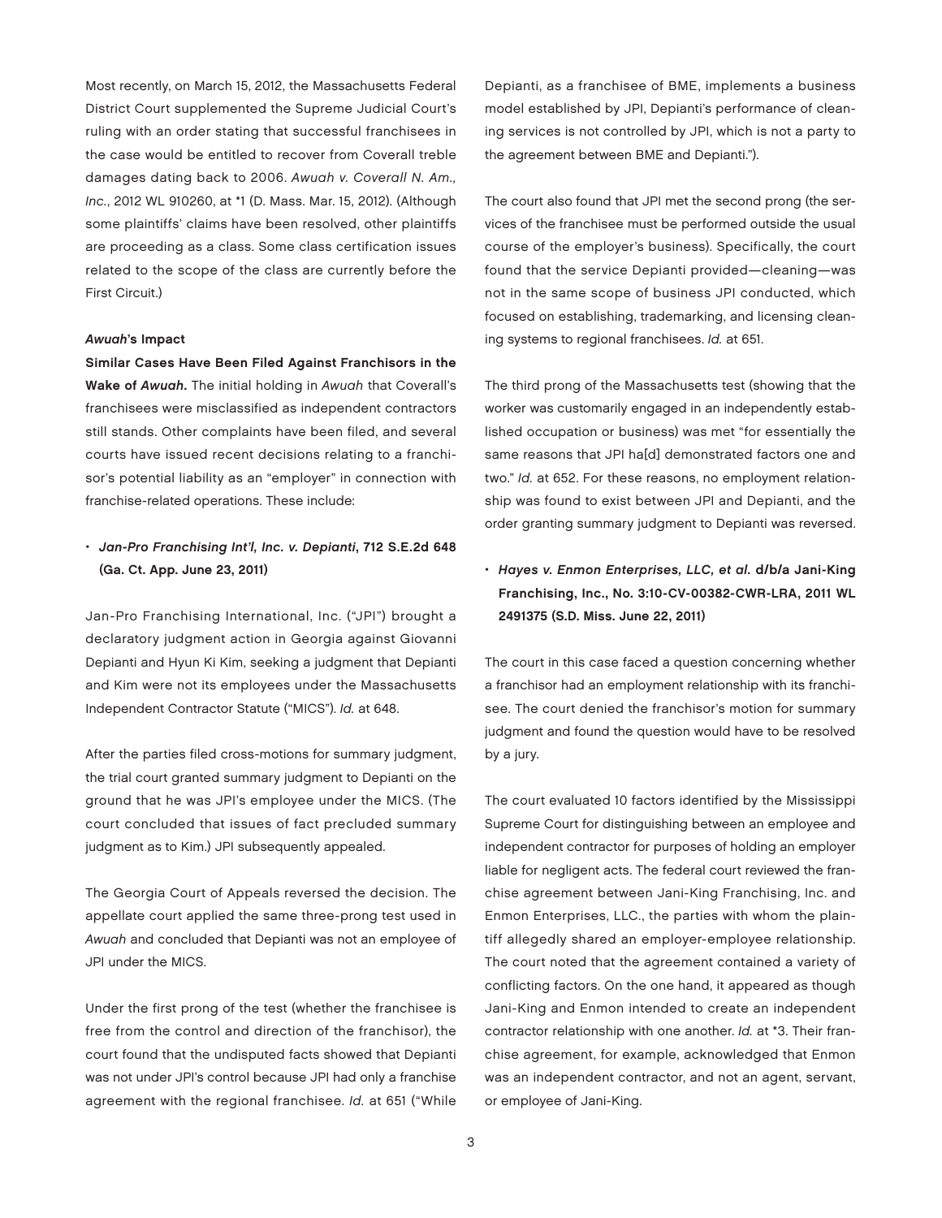Most recently, on March 15, 2012, the Massachusetts Federal District Court supplemented the Supreme Judicial Court's ruling with an order stating that successful franchisees in the case would be entitled to recover from Coverall treble damages dating back to 2006. *Awuah v. Coverall N. Am., Inc.*, 2012 WL 910260, at *1 (D. Mass. Mar. 15, 2012). (Although some plaintiffs' claims have been resolved, other plaintiffs are proceeding as a class. Some class certification issues related to the scope of the class are currently before the First Circuit.)

#### *Awuah*'s Impact

**Similar Cases Have Been Filed Against Franchisors in the Wake of *Awuah*.** The initial holding in *Awuah* that Coverall's franchisees were misclassified as independent contractors still stands. Other complaints have been filed, and several courts have issued recent decisions relating to a franchisor's potential liability as an "employer" in connection with franchise-related operations. These include:

- ***Jan-Pro Franchising Int'l, Inc. v. Depianti*, 712 S.E.2d 648 (Ga. Ct. App. June 23, 2011)**

Jan-Pro Franchising International, Inc. ("JPI") brought a declaratory judgment action in Georgia against Giovanni Depianti and Hyun Ki Kim, seeking a judgment that Depianti and Kim were not its employees under the Massachusetts Independent Contractor Statute ("MICS"). *Id.* at 648.

After the parties filed cross-motions for summary judgment, the trial court granted summary judgment to Depianti on the ground that he was JPI's employee under the MICS. (The court concluded that issues of fact precluded summary judgment as to Kim.) JPI subsequently appealed.

The Georgia Court of Appeals reversed the decision. The appellate court applied the same three-prong test used in *Awuah* and concluded that Depianti was not an employee of JPI under the MICS.

Under the first prong of the test (whether the franchisee is free from the control and direction of the franchisor), the court found that the undisputed facts showed that Depianti was not under JPI's control because JPI had only a franchise agreement with the regional franchisee. *Id.* at 651 ("While Depianti, as a franchisee of BME, implements a business model established by JPI, Depianti's performance of cleaning services is not controlled by JPI, which is not a party to the agreement between BME and Depianti.").

The court also found that JPI met the second prong (the services of the franchisee must be performed outside the usual course of the employer's business). Specifically, the court found that the service Depianti provided—cleaning—was not in the same scope of business JPI conducted, which focused on establishing, trademarking, and licensing cleaning systems to regional franchisees. *Id.* at 651.

The third prong of the Massachusetts test (showing that the worker was customarily engaged in an independently established occupation or business) was met "for essentially the same reasons that JPI ha[d] demonstrated factors one and two." *Id.* at 652. For these reasons, no employment relationship was found to exist between JPI and Depianti, and the order granting summary judgment to Depianti was reversed.

- ***Hayes v. Enmon Enterprises, LLC, et al.* d/b/a Jani-King Franchising, Inc., No. 3:10-CV-00382-CWR-LRA, 2011 WL 2491375 (S.D. Miss. June 22, 2011)**

The court in this case faced a question concerning whether a franchisor had an employment relationship with its franchisee. The court denied the franchisor's motion for summary judgment and found the question would have to be resolved by a jury.

The court evaluated 10 factors identified by the Mississippi Supreme Court for distinguishing between an employee and independent contractor for purposes of holding an employer liable for negligent acts. The federal court reviewed the franchise agreement between Jani-King Franchising, Inc. and Enmon Enterprises, LLC., the parties with whom the plaintiff allegedly shared an employer-employee relationship. The court noted that the agreement contained a variety of conflicting factors. On the one hand, it appeared as though Jani-King and Enmon intended to create an independent contractor relationship with one another. *Id.* at *3. Their franchise agreement, for example, acknowledged that Enmon was an independent contractor, and not an agent, servant, or employee of Jani-King.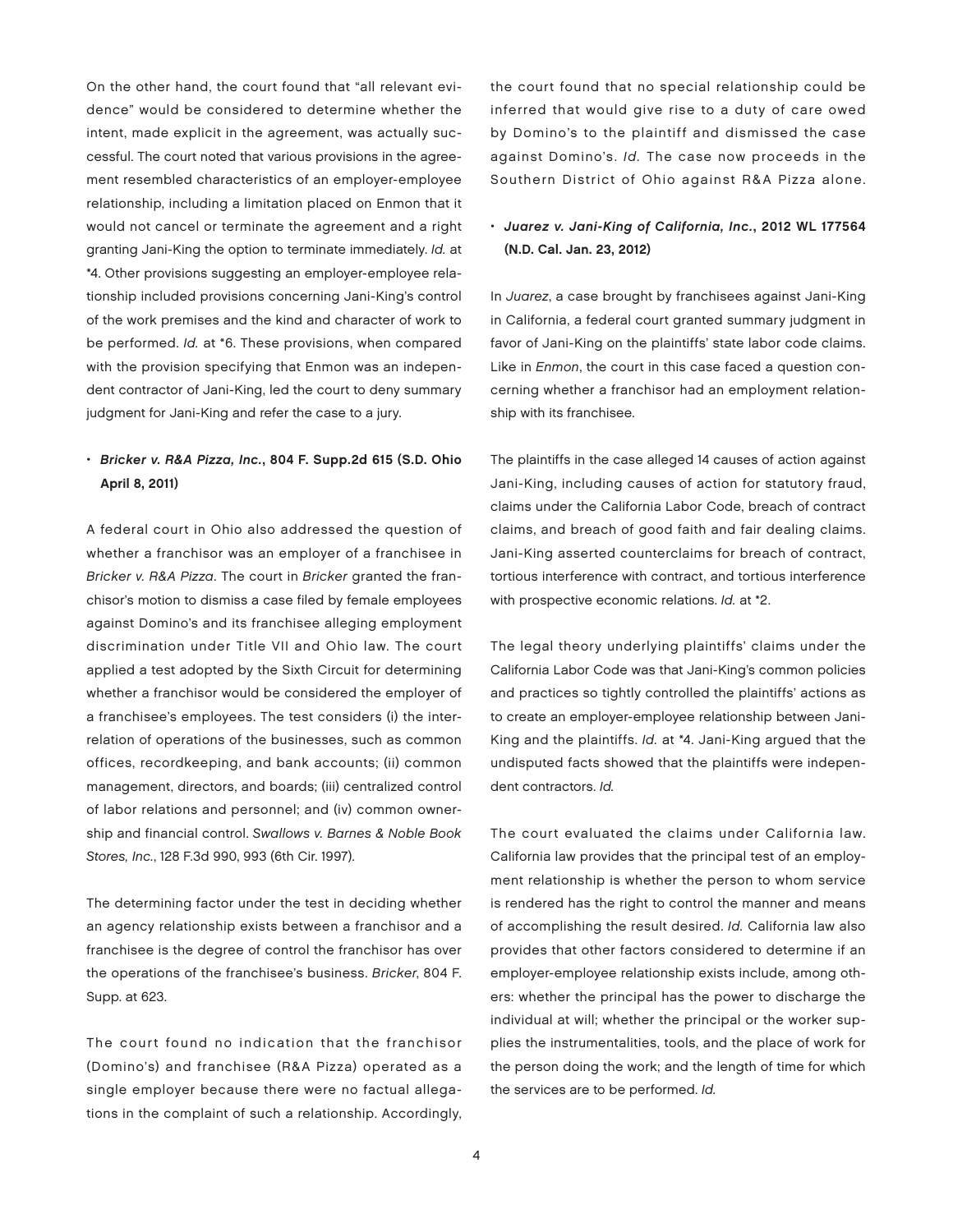On the other hand, the court found that "all relevant evidence" would be considered to determine whether the intent, made explicit in the agreement, was actually successful. The court noted that various provisions in the agreement resembled characteristics of an employer-employee relationship, including a limitation placed on Enmon that it would not cancel or terminate the agreement and a right granting Jani-King the option to terminate immediately. *Id.* at *4. Other provisions suggesting an employer-employee relationship included provisions concerning Jani-King's control of the work premises and the kind and character of work to be performed. *Id.* at *6. These provisions, when compared with the provision specifying that Enmon was an independent contractor of Jani-King, led the court to deny summary judgment for Jani-King and refer the case to a jury.

- ***Bricker v. R&A Pizza, Inc.*, 804 F. Supp.2d 615 (S.D. Ohio April 8, 2011)**

A federal court in Ohio also addressed the question of whether a franchisor was an employer of a franchisee in *Bricker v. R&A Pizza*. The court in *Bricker* granted the franchisor's motion to dismiss a case filed by female employees against Domino's and its franchisee alleging employment discrimination under Title VII and Ohio law. The court applied a test adopted by the Sixth Circuit for determining whether a franchisor would be considered the employer of a franchisee's employees. The test considers (i) the interrelation of operations of the businesses, such as common offices, recordkeeping, and bank accounts; (ii) common management, directors, and boards; (iii) centralized control of labor relations and personnel; and (iv) common ownership and financial control. *Swallows v. Barnes & Noble Book Stores, Inc.*, 128 F.3d 990, 993 (6th Cir. 1997).

The determining factor under the test in deciding whether an agency relationship exists between a franchisor and a franchisee is the degree of control the franchisor has over the operations of the franchisee's business. *Bricker*, 804 F. Supp. at 623.

The court found no indication that the franchisor (Domino's) and franchisee (R&A Pizza) operated as a single employer because there were no factual allegations in the complaint of such a relationship. Accordingly, the court found that no special relationship could be inferred that would give rise to a duty of care owed by Domino's to the plaintiff and dismissed the case against Domino's. *Id*. The case now proceeds in the Southern District of Ohio against R&A Pizza alone.

- ***Juarez v. Jani-King of California, Inc.*, 2012 WL 177564 (N.D. Cal. Jan. 23, 2012)**

In *Juarez*, a case brought by franchisees against Jani-King in California, a federal court granted summary judgment in favor of Jani-King on the plaintiffs' state labor code claims. Like in *Enmon*, the court in this case faced a question concerning whether a franchisor had an employment relationship with its franchisee.

The plaintiffs in the case alleged 14 causes of action against Jani-King, including causes of action for statutory fraud, claims under the California Labor Code, breach of contract claims, and breach of good faith and fair dealing claims. Jani-King asserted counterclaims for breach of contract, tortious interference with contract, and tortious interference with prospective economic relations. *Id.* at *2.

The legal theory underlying plaintiffs' claims under the California Labor Code was that Jani-King's common policies and practices so tightly controlled the plaintiffs' actions as to create an employer-employee relationship between Jani-King and the plaintiffs. *Id.* at *4. Jani-King argued that the undisputed facts showed that the plaintiffs were independent contractors. *Id.*

The court evaluated the claims under California law. California law provides that the principal test of an employment relationship is whether the person to whom service is rendered has the right to control the manner and means of accomplishing the result desired. *Id.* California law also provides that other factors considered to determine if an employer-employee relationship exists include, among others: whether the principal has the power to discharge the individual at will; whether the principal or the worker supplies the instrumentalities, tools, and the place of work for the person doing the work; and the length of time for which the services are to be performed. *Id.*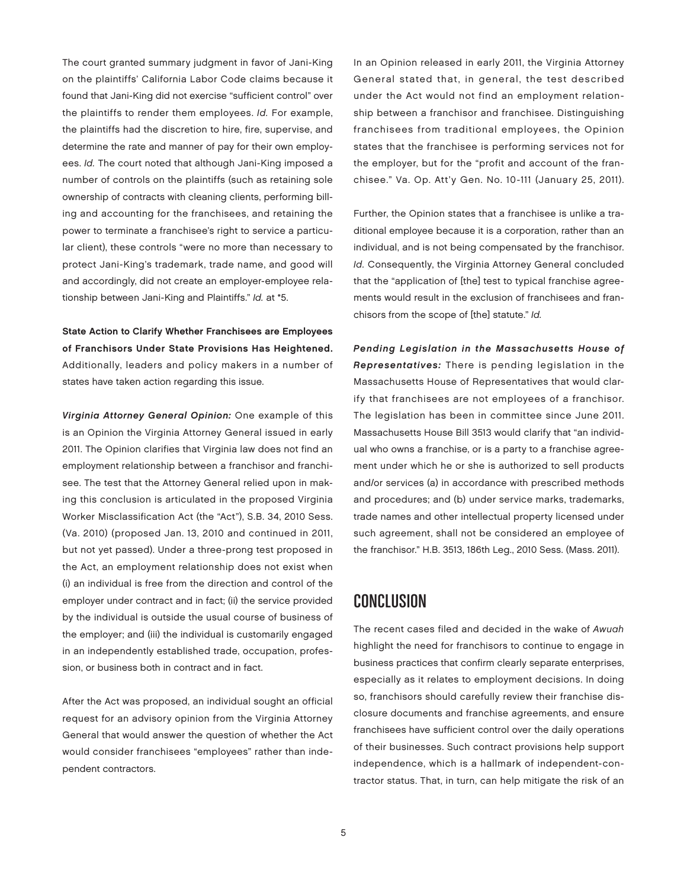The court granted summary judgment in favor of Jani-King on the plaintiffs' California Labor Code claims because it found that Jani-King did not exercise "sufficient control" over the plaintiffs to render them employees. *Id.* For example, the plaintiffs had the discretion to hire, fire, supervise, and determine the rate and manner of pay for their own employees. *Id.* The court noted that although Jani-King imposed a number of controls on the plaintiffs (such as retaining sole ownership of contracts with cleaning clients, performing billing and accounting for the franchisees, and retaining the power to terminate a franchisee's right to service a particular client), these controls "were no more than necessary to protect Jani-King's trademark, trade name, and good will and accordingly, did not create an employer-employee relationship between Jani-King and Plaintiffs." *Id.* at *5.

**State Action to Clarify Whether Franchisees are Employees of Franchisors Under State Provisions Has Heightened.** Additionally, leaders and policy makers in a number of states have taken action regarding this issue.

***Virginia Attorney General Opinion:*** One example of this is an Opinion the Virginia Attorney General issued in early 2011. The Opinion clarifies that Virginia law does not find an employment relationship between a franchisor and franchisee. The test that the Attorney General relied upon in making this conclusion is articulated in the proposed Virginia Worker Misclassification Act (the "Act"), S.B. 34, 2010 Sess. (Va. 2010) (proposed Jan. 13, 2010 and continued in 2011, but not yet passed). Under a three-prong test proposed in the Act, an employment relationship does not exist when (i) an individual is free from the direction and control of the employer under contract and in fact; (ii) the service provided by the individual is outside the usual course of business of the employer; and (iii) the individual is customarily engaged in an independently established trade, occupation, profession, or business both in contract and in fact.

After the Act was proposed, an individual sought an official request for an advisory opinion from the Virginia Attorney General that would answer the question of whether the Act would consider franchisees "employees" rather than independent contractors.

In an Opinion released in early 2011, the Virginia Attorney General stated that, in general, the test described under the Act would not find an employment relationship between a franchisor and franchisee. Distinguishing franchisees from traditional employees, the Opinion states that the franchisee is performing services not for the employer, but for the "profit and account of the franchisee." Va. Op. Att'y Gen. No. 10-111 (January 25, 2011).

Further, the Opinion states that a franchisee is unlike a traditional employee because it is a corporation, rather than an individual, and is not being compensated by the franchisor. *Id.* Consequently, the Virginia Attorney General concluded that the "application of [the] test to typical franchise agreements would result in the exclusion of franchisees and franchisors from the scope of [the] statute." *Id.*

***Pending Legislation in the Massachusetts House of Representatives:*** There is pending legislation in the Massachusetts House of Representatives that would clarify that franchisees are not employees of a franchisor. The legislation has been in committee since June 2011. Massachusetts House Bill 3513 would clarify that "an individual who owns a franchise, or is a party to a franchise agreement under which he or she is authorized to sell products and/or services (a) in accordance with prescribed methods and procedures; and (b) under service marks, trademarks, trade names and other intellectual property licensed under such agreement, shall not be considered an employee of the franchisor." H.B. 3513, 186th Leg., 2010 Sess. (Mass. 2011).

## CONCLUSION

The recent cases filed and decided in the wake of *Awuah* highlight the need for franchisors to continue to engage in business practices that confirm clearly separate enterprises, especially as it relates to employment decisions. In doing so, franchisors should carefully review their franchise disclosure documents and franchise agreements, and ensure franchisees have sufficient control over the daily operations of their businesses. Such contract provisions help support independence, which is a hallmark of independent-contractor status. That, in turn, can help mitigate the risk of an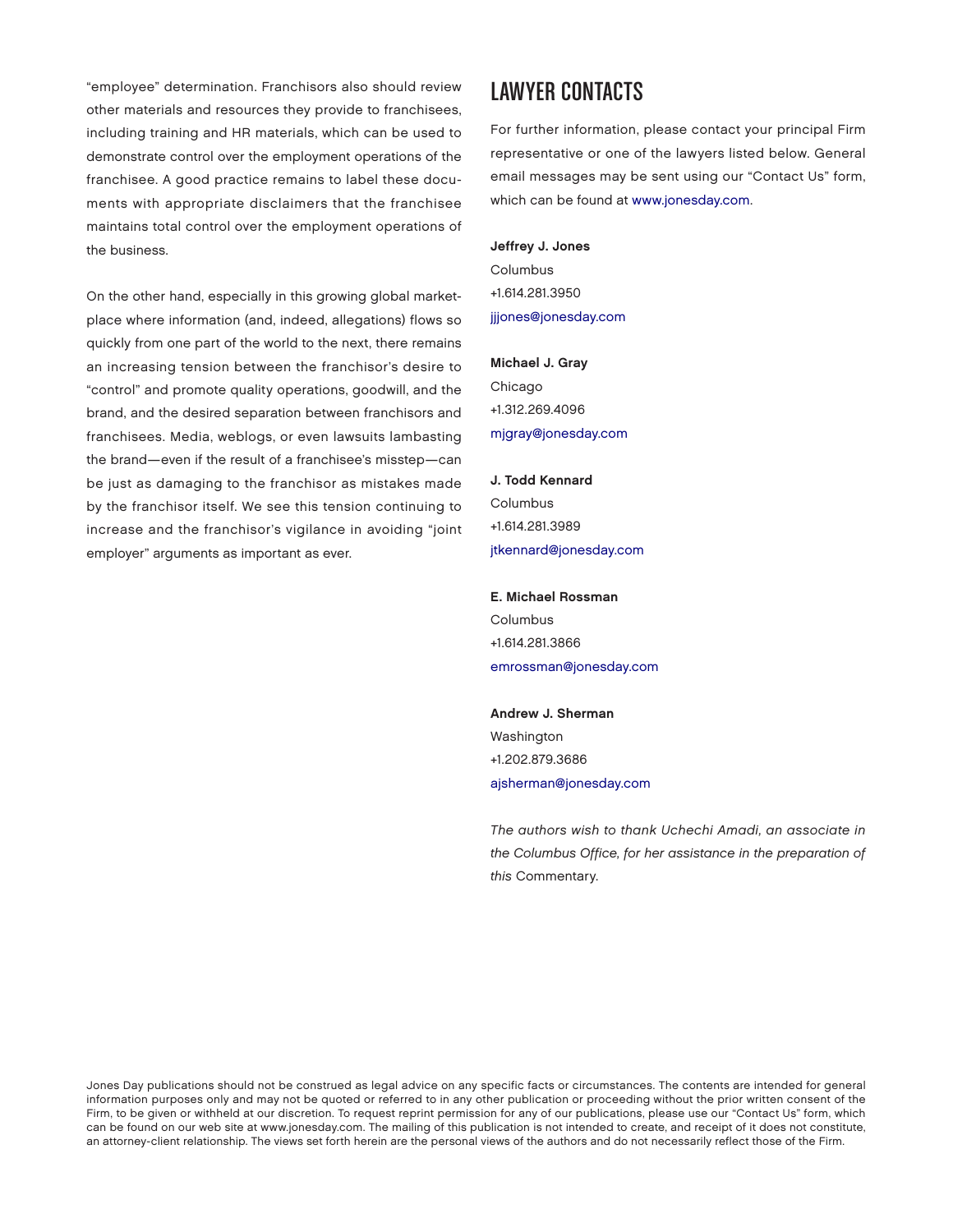"employee" determination. Franchisors also should review other materials and resources they provide to franchisees, including training and HR materials, which can be used to demonstrate control over the employment operations of the franchisee. A good practice remains to label these documents with appropriate disclaimers that the franchisee maintains total control over the employment operations of the business.

On the other hand, especially in this growing global marketplace where information (and, indeed, allegations) flows so quickly from one part of the world to the next, there remains an increasing tension between the franchisor's desire to "control" and promote quality operations, goodwill, and the brand, and the desired separation between franchisors and franchisees. Media, weblogs, or even lawsuits lambasting the brand—even if the result of a franchisee's misstep—can be just as damaging to the franchisor as mistakes made by the franchisor itself. We see this tension continuing to increase and the franchisor's vigilance in avoiding "joint employer" arguments as important as ever.

## LAWYER CONTACTS

For further information, please contact your principal Firm representative or one of the lawyers listed below. General email messages may be sent using our "Contact Us" form, which can be found at www.jonesday.com.

**Jeffrey J. Jones**
Columbus
+1.614.281.3950
jjjones@jonesday.com

**Michael J. Gray**
Chicago
+1.312.269.4096
mjgray@jonesday.com

**J. Todd Kennard**
Columbus
+1.614.281.3989
jtkennard@jonesday.com

**E. Michael Rossman**
Columbus
+1.614.281.3866
emrossman@jonesday.com

**Andrew J. Sherman**
Washington
+1.202.879.3686
ajsherman@jonesday.com

*The authors wish to thank Uchechi Amadi, an associate in the Columbus Office, for her assistance in the preparation of this* Commentary.

Jones Day publications should not be construed as legal advice on any specific facts or circumstances. The contents are intended for general information purposes only and may not be quoted or referred to in any other publication or proceeding without the prior written consent of the Firm, to be given or withheld at our discretion. To request reprint permission for any of our publications, please use our "Contact Us" form, which can be found on our web site at www.jonesday.com. The mailing of this publication is not intended to create, and receipt of it does not constitute, an attorney-client relationship. The views set forth herein are the personal views of the authors and do not necessarily reflect those of the Firm.